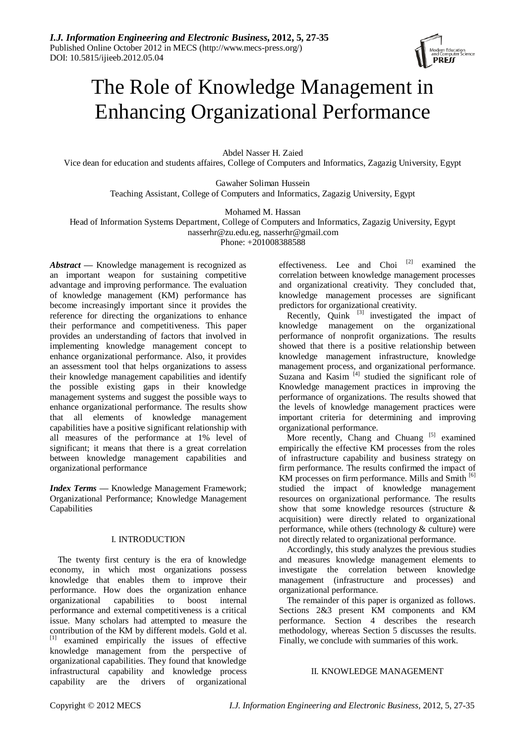# The Role of Knowledge Management in Enhancing Organizational Performance

Abdel Nasser H. Zaied
Vice dean for education and students affaires, College of Computers and Informatics, Zagazig University, Egypt

Gawaher Soliman Hussein
Teaching Assistant, College of Computers and Informatics, Zagazig University, Egypt

Mohamed M. Hassan
Head of Information Systems Department, College of Computers and Informatics, Zagazig University, Egypt
nasserhr@zu.edu.eg, nasserhr@gmail.com
Phone: +201008388588

***Abstract*** **—** Knowledge management is recognized as an important weapon for sustaining competitive advantage and improving performance. The evaluation of knowledge management (KM) performance has become increasingly important since it provides the reference for directing the organizations to enhance their performance and competitiveness. This paper provides an understanding of factors that involved in implementing knowledge management concept to enhance organizational performance. Also, it provides an assessment tool that helps organizations to assess their knowledge management capabilities and identify the possible existing gaps in their knowledge management systems and suggest the possible ways to enhance organizational performance. The results show that all elements of knowledge management capabilities have a positive significant relationship with all measures of the performance at 1% level of significant; it means that there is a great correlation between knowledge management capabilities and organizational performance

***Index Terms*** **—** Knowledge Management Framework; Organizational Performance; Knowledge Management Capabilities

## I. INTRODUCTION

The twenty first century is the era of knowledge economy, in which most organizations possess knowledge that enables them to improve their performance. How does the organization enhance organizational capabilities to boost internal performance and external competitiveness is a critical issue. Many scholars had attempted to measure the contribution of the KM by different models. Gold et al. [1] examined empirically the issues of effective knowledge management from the perspective of organizational capabilities. They found that knowledge infrastructural capability and knowledge process capability are the drivers of organizational effectiveness. Lee and Choi [2] examined the correlation between knowledge management processes and organizational creativity. They concluded that, knowledge management processes are significant predictors for organizational creativity.

Recently, Quink [3] investigated the impact of knowledge management on the organizational performance of nonprofit organizations. The results showed that there is a positive relationship between knowledge management infrastructure, knowledge management process, and organizational performance. Suzana and Kasim [4] studied the significant role of Knowledge management practices in improving the performance of organizations. The results showed that the levels of knowledge management practices were important criteria for determining and improving organizational performance.

More recently, Chang and Chuang [5] examined empirically the effective KM processes from the roles of infrastructure capability and business strategy on firm performance. The results confirmed the impact of KM processes on firm performance. Mills and Smith [6] studied the impact of knowledge management resources on organizational performance. The results show that some knowledge resources (structure & acquisition) were directly related to organizational performance, while others (technology & culture) were not directly related to organizational performance.

Accordingly, this study analyzes the previous studies and measures knowledge management elements to investigate the correlation between knowledge management (infrastructure and processes) and organizational performance.

The remainder of this paper is organized as follows. Sections 2&3 present KM components and KM performance. Section 4 describes the research methodology, whereas Section 5 discusses the results. Finally, we conclude with summaries of this work.

## II. KNOWLEDGE MANAGEMENT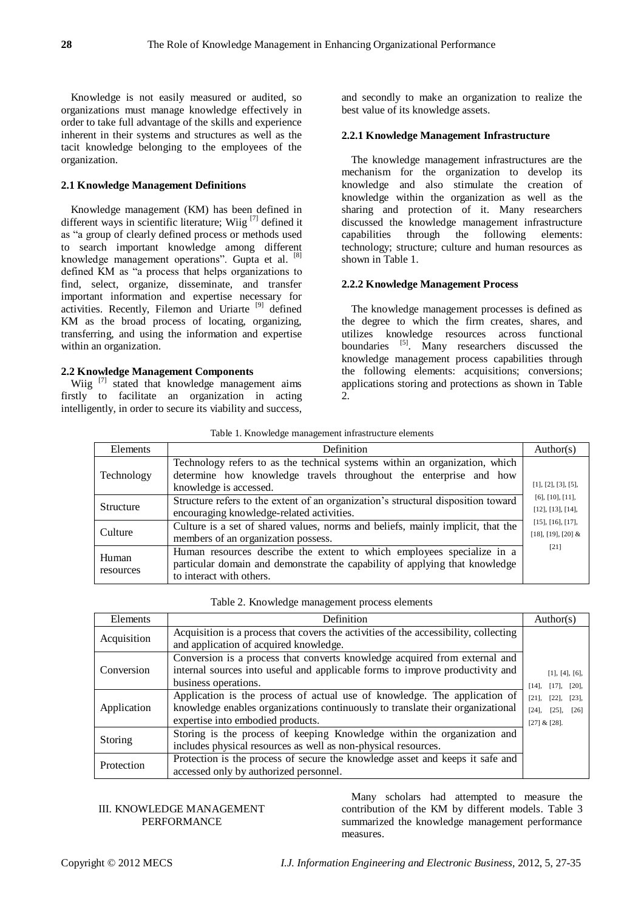Knowledge is not easily measured or audited, so organizations must manage knowledge effectively in order to take full advantage of the skills and experience inherent in their systems and structures as well as the tacit knowledge belonging to the employees of the organization.

### 2.1 Knowledge Management Definitions

Knowledge management (KM) has been defined in different ways in scientific literature; Wiig [7] defined it as "a group of clearly defined process or methods used to search important knowledge among different knowledge management operations". Gupta et al. [8] defined KM as "a process that helps organizations to find, select, organize, disseminate, and transfer important information and expertise necessary for activities. Recently, Filemon and Uriarte [9] defined KM as the broad process of locating, organizing, transferring, and using the information and expertise within an organization.

### 2.2 Knowledge Management Components

Wiig [7] stated that knowledge management aims firstly to facilitate an organization in acting intelligently, in order to secure its viability and success, and secondly to make an organization to realize the best value of its knowledge assets.

#### 2.2.1 Knowledge Management Infrastructure

The knowledge management infrastructures are the mechanism for the organization to develop its knowledge and also stimulate the creation of knowledge within the organization as well as the sharing and protection of it. Many researchers discussed the knowledge management infrastructure capabilities through the following elements: technology; structure; culture and human resources as shown in Table 1.

#### 2.2.2 Knowledge Management Process

The knowledge management processes is defined as the degree to which the firm creates, shares, and utilizes knowledge resources across functional boundaries [5]. Many researchers discussed the knowledge management process capabilities through the following elements: acquisitions; conversions; applications storing and protections as shown in Table 2.

Table 1. Knowledge management infrastructure elements

| Elements | Definition | Author(s) |
|---|---|---|
| Technology | Technology refers to as the technical systems within an organization, which determine how knowledge travels throughout the enterprise and how knowledge is accessed. | [1], [2], [3], [5], [6], [10], [11], [12], [13], [14], [15], [16], [17], [18], [19], [20] & [21] |
| Structure | Structure refers to the extent of an organization's structural disposition toward encouraging knowledge-related activities. | |
| Culture | Culture is a set of shared values, norms and beliefs, mainly implicit, that the members of an organization possess. | |
| Human resources | Human resources describe the extent to which employees specialize in a particular domain and demonstrate the capability of applying that knowledge to interact with others. | |

Table 2. Knowledge management process elements

| Elements | Definition | Author(s) |
|---|---|---|
| Acquisition | Acquisition is a process that covers the activities of the accessibility, collecting and application of acquired knowledge. | [1], [4], [6], [14], [17], [20], [21], [22], [23], [24], [25], [26] [27] & [28]. |
| Conversion | Conversion is a process that converts knowledge acquired from external and internal sources into useful and applicable forms to improve productivity and business operations. | |
| Application | Application is the process of actual use of knowledge. The application of knowledge enables organizations continuously to translate their organizational expertise into embodied products. | |
| Storing | Storing is the process of keeping Knowledge within the organization and includes physical resources as well as non-physical resources. | |
| Protection | Protection is the process of secure the knowledge asset and keeps it safe and accessed only by authorized personnel. | |

## III. KNOWLEDGE MANAGEMENT PERFORMANCE

Many scholars had attempted to measure the contribution of the KM by different models. Table 3 summarized the knowledge management performance measures.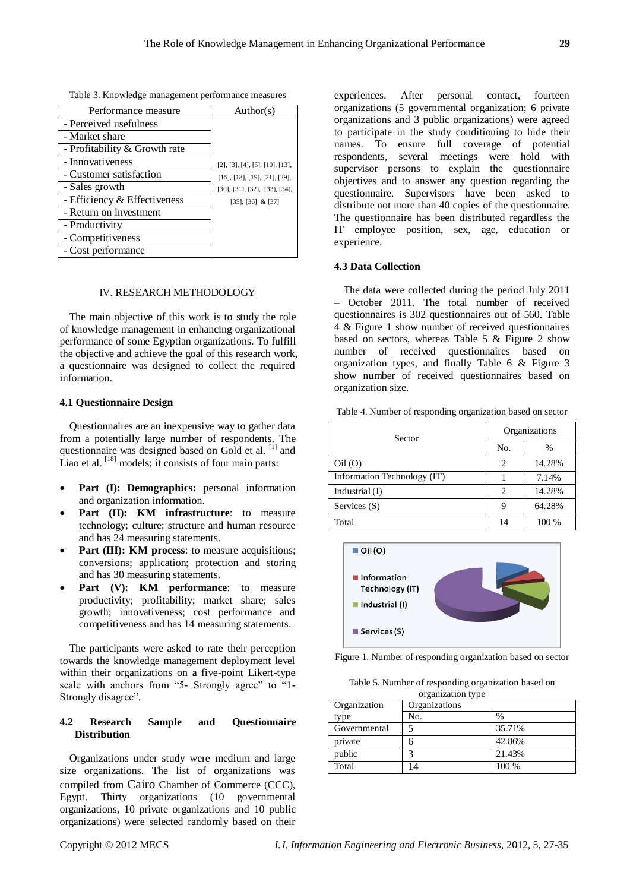Table 3. Knowledge management performance measures

| Performance measure | Author(s) |
|---|---|
| - Perceived usefulness | [2], [3], [4], [5], [10], [13], [15], [18], [19], [21], [29], [30], [31], [32], [33], [34], [35], [36] & [37] |
| - Market share | |
| - Profitability & Growth rate | |
| - Innovativeness | |
| - Customer satisfaction | |
| - Sales growth | |
| - Efficiency & Effectiveness | |
| - Return on investment | |
| - Productivity | |
| - Competitiveness | |
| - Cost performance | |

## IV. RESEARCH METHODOLOGY

The main objective of this work is to study the role of knowledge management in enhancing organizational performance of some Egyptian organizations. To fulfill the objective and achieve the goal of this research work, a questionnaire was designed to collect the required information.

### 4.1 Questionnaire Design

Questionnaires are an inexpensive way to gather data from a potentially large number of respondents. The questionnaire was designed based on Gold et al. [1] and Liao et al. [18] models; it consists of four main parts:

- **Part (I): Demographics:** personal information and organization information.
- **Part (II): KM infrastructure**: to measure technology; culture; structure and human resource and has 24 measuring statements.
- **Part (III): KM process**: to measure acquisitions; conversions; application; protection and storing and has 30 measuring statements.
- **Part (V): KM performance**: to measure productivity; profitability; market share; sales growth; innovativeness; cost performance and competitiveness and has 14 measuring statements.

The participants were asked to rate their perception towards the knowledge management deployment level within their organizations on a five-point Likert-type scale with anchors from "5- Strongly agree" to "1- Strongly disagree".

### 4.2 Research Sample and Questionnaire Distribution

Organizations under study were medium and large size organizations. The list of organizations was compiled from Cairo Chamber of Commerce (CCC), Egypt. Thirty organizations (10 governmental organizations, 10 private organizations and 10 public organizations) were selected randomly based on their experiences. After personal contact, fourteen organizations (5 governmental organization; 6 private organizations and 3 public organizations) were agreed to participate in the study conditioning to hide their names. To ensure full coverage of potential respondents, several meetings were hold with supervisor persons to explain the questionnaire objectives and to answer any question regarding the questionnaire. Supervisors have been asked to distribute not more than 40 copies of the questionnaire. The questionnaire has been distributed regardless the IT employee position, sex, age, education or experience.

### 4.3 Data Collection

The data were collected during the period July 2011 – October 2011. The total number of received questionnaires is 302 questionnaires out of 560. Table 4 & Figure 1 show number of received questionnaires based on sectors, whereas Table 5 & Figure 2 show number of received questionnaires based on organization types, and finally Table 6 & Figure 3 show number of received questionnaires based on organization size.

Table 4. Number of responding organization based on sector

| Sector | Organizations | |
|---|---|---|
| | No. | % |
| Oil (O) | 2 | 14.28% |
| Information Technology (IT) | 1 | 7.14% |
| Industrial (I) | 2 | 14.28% |
| Services (S) | 9 | 64.28% |
| Total | 14 | 100 % |

Figure 1. Number of responding organization based on sector

Table 5. Number of responding organization based on organization type

| Organization type | Organizations | |
|---|---|---|
| | No. | % |
| Governmental | 5 | 35.71% |
| private | 6 | 42.86% |
| public | 3 | 21.43% |
| Total | 14 | 100 % |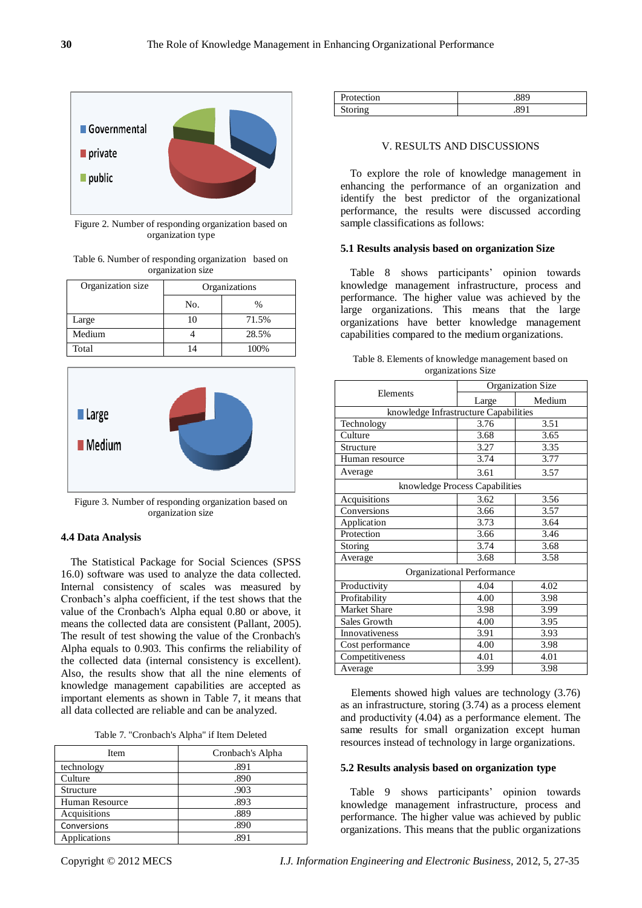Figure 2. Number of responding organization based on organization type

Table 6. Number of responding organization based on organization size

| Organization size | Organizations | |
|---|---|---|
| | No. | % |
| Large | 10 | 71.5% |
| Medium | 4 | 28.5% |
| Total | 14 | 100% |

Figure 3. Number of responding organization based on organization size

### 4.4 Data Analysis

The Statistical Package for Social Sciences (SPSS 16.0) software was used to analyze the data collected. Internal consistency of scales was measured by Cronbach's alpha coefficient, if the test shows that the value of the Cronbach's Alpha equal 0.80 or above, it means the collected data are consistent (Pallant, 2005). The result of test showing the value of the Cronbach's Alpha equals to 0.903. This confirms the reliability of the collected data (internal consistency is excellent). Also, the results show that all the nine elements of knowledge management capabilities are accepted as important elements as shown in Table 7, it means that all data collected are reliable and can be analyzed.

Table 7. "Cronbach's Alpha" if Item Deleted

| Item | Cronbach's Alpha |
|---|---|
| technology | .891 |
| Culture | .890 |
| Structure | .903 |
| Human Resource | .893 |
| Acquisitions | .889 |
| Conversions | .890 |
| Applications | .891 |
| Protection | .889 |
| Storing | .891 |

## V. RESULTS AND DISCUSSIONS

To explore the role of knowledge management in enhancing the performance of an organization and identify the best predictor of the organizational performance, the results were discussed according sample classifications as follows:

### 5.1 Results analysis based on organization Size

Table 8 shows participants' opinion towards knowledge management infrastructure, process and performance. The higher value was achieved by the large organizations. This means that the large organizations have better knowledge management capabilities compared to the medium organizations.

Table 8. Elements of knowledge management based on organizations Size

| Elements | Organization Size | |
|---|---|---|
| | Large | Medium |
| knowledge Infrastructure Capabilities | | |
| Technology | 3.76 | 3.51 |
| Culture | 3.68 | 3.65 |
| Structure | 3.27 | 3.35 |
| Human resource | 3.74 | 3.77 |
| Average | 3.61 | 3.57 |
| knowledge Process Capabilities | | |
| Acquisitions | 3.62 | 3.56 |
| Conversions | 3.66 | 3.57 |
| Application | 3.73 | 3.64 |
| Protection | 3.66 | 3.46 |
| Storing | 3.74 | 3.68 |
| Average | 3.68 | 3.58 |
| Organizational Performance | | |
| Productivity | 4.04 | 4.02 |
| Profitability | 4.00 | 3.98 |
| Market Share | 3.98 | 3.99 |
| Sales Growth | 4.00 | 3.95 |
| Innovativeness | 3.91 | 3.93 |
| Cost performance | 4.00 | 3.98 |
| Competitiveness | 4.01 | 4.01 |
| Average | 3.99 | 3.98 |

Elements showed high values are technology (3.76) as an infrastructure, storing (3.74) as a process element and productivity (4.04) as a performance element. The same results for small organization except human resources instead of technology in large organizations.

### 5.2 Results analysis based on organization type

Table 9 shows participants' opinion towards knowledge management infrastructure, process and performance. The higher value was achieved by public organizations. This means that the public organizations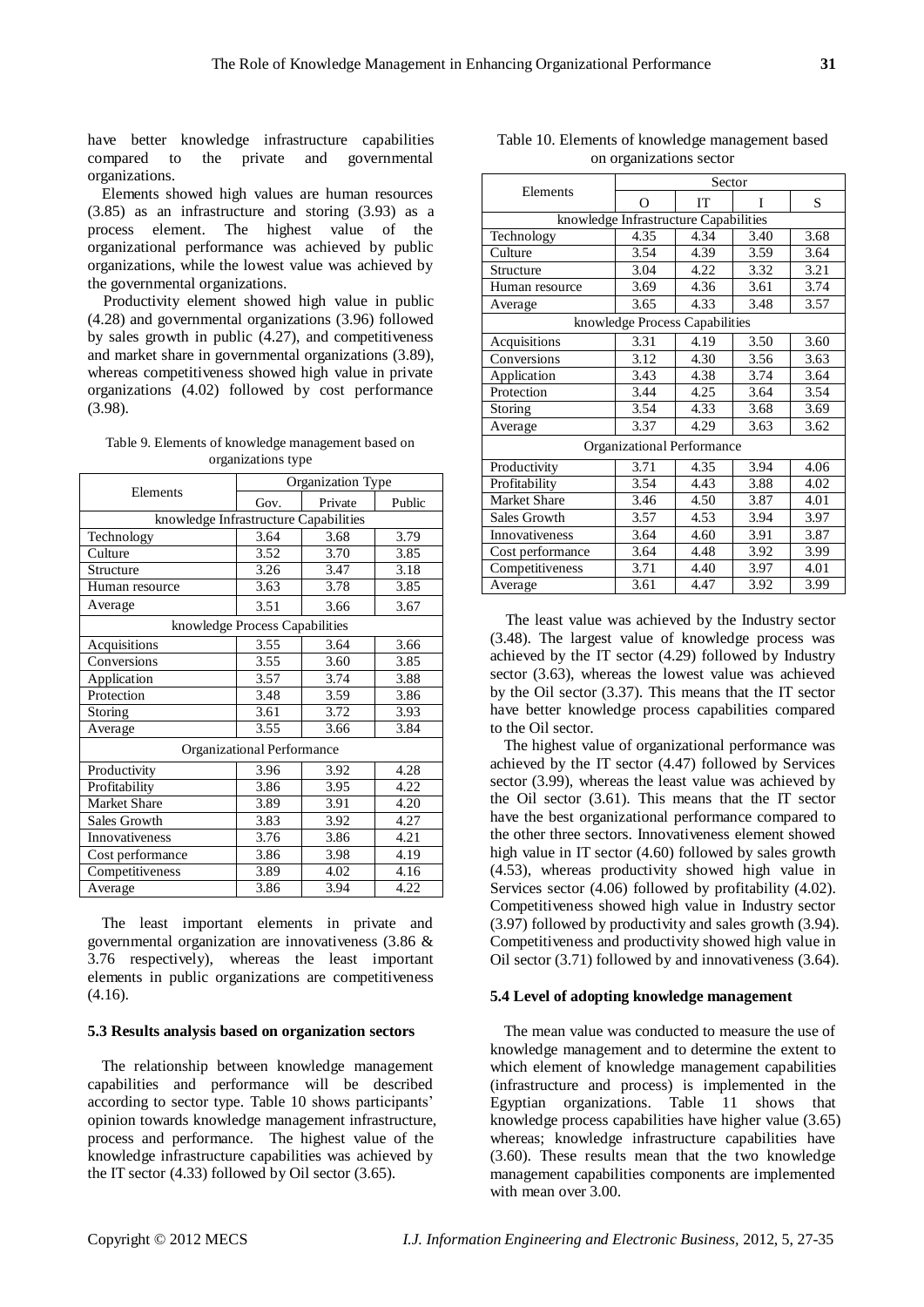have better knowledge infrastructure capabilities compared to the private and governmental organizations.

Elements showed high values are human resources (3.85) as an infrastructure and storing (3.93) as a process element. The highest value of the organizational performance was achieved by public organizations, while the lowest value was achieved by the governmental organizations.

Productivity element showed high value in public (4.28) and governmental organizations (3.96) followed by sales growth in public (4.27), and competitiveness and market share in governmental organizations (3.89), whereas competitiveness showed high value in private organizations (4.02) followed by cost performance (3.98).

Table 9. Elements of knowledge management based on organizations type

| Elements | Organization Type | | |
|---|---|---|---|
| | Gov. | Private | Public |
| knowledge Infrastructure Capabilities | | | |
| Technology | 3.64 | 3.68 | 3.79 |
| Culture | 3.52 | 3.70 | 3.85 |
| Structure | 3.26 | 3.47 | 3.18 |
| Human resource | 3.63 | 3.78 | 3.85 |
| Average | 3.51 | 3.66 | 3.67 |
| knowledge Process Capabilities | | | |
| Acquisitions | 3.55 | 3.64 | 3.66 |
| Conversions | 3.55 | 3.60 | 3.85 |
| Application | 3.57 | 3.74 | 3.88 |
| Protection | 3.48 | 3.59 | 3.86 |
| Storing | 3.61 | 3.72 | 3.93 |
| Average | 3.55 | 3.66 | 3.84 |
| Organizational Performance | | | |
| Productivity | 3.96 | 3.92 | 4.28 |
| Profitability | 3.86 | 3.95 | 4.22 |
| Market Share | 3.89 | 3.91 | 4.20 |
| Sales Growth | 3.83 | 3.92 | 4.27 |
| Innovativeness | 3.76 | 3.86 | 4.21 |
| Cost performance | 3.86 | 3.98 | 4.19 |
| Competitiveness | 3.89 | 4.02 | 4.16 |
| Average | 3.86 | 3.94 | 4.22 |

The least important elements in private and governmental organization are innovativeness (3.86 & 3.76 respectively), whereas the least important elements in public organizations are competitiveness (4.16).

### 5.3 Results analysis based on organization sectors

The relationship between knowledge management capabilities and performance will be described according to sector type. Table 10 shows participants' opinion towards knowledge management infrastructure, process and performance. The highest value of the knowledge infrastructure capabilities was achieved by the IT sector (4.33) followed by Oil sector (3.65).

Table 10. Elements of knowledge management based on organizations sector

| Elements | Sector | | | |
|---|---|---|---|---|
| | O | IT | I | S |
| knowledge Infrastructure Capabilities | | | | |
| Technology | 4.35 | 4.34 | 3.40 | 3.68 |
| Culture | 3.54 | 4.39 | 3.59 | 3.64 |
| Structure | 3.04 | 4.22 | 3.32 | 3.21 |
| Human resource | 3.69 | 4.36 | 3.61 | 3.74 |
| Average | 3.65 | 4.33 | 3.48 | 3.57 |
| knowledge Process Capabilities | | | | |
| Acquisitions | 3.31 | 4.19 | 3.50 | 3.60 |
| Conversions | 3.12 | 4.30 | 3.56 | 3.63 |
| Application | 3.43 | 4.38 | 3.74 | 3.64 |
| Protection | 3.44 | 4.25 | 3.64 | 3.54 |
| Storing | 3.54 | 4.33 | 3.68 | 3.69 |
| Average | 3.37 | 4.29 | 3.63 | 3.62 |
| Organizational Performance | | | | |
| Productivity | 3.71 | 4.35 | 3.94 | 4.06 |
| Profitability | 3.54 | 4.43 | 3.88 | 4.02 |
| Market Share | 3.46 | 4.50 | 3.87 | 4.01 |
| Sales Growth | 3.57 | 4.53 | 3.94 | 3.97 |
| Innovativeness | 3.64 | 4.60 | 3.91 | 3.87 |
| Cost performance | 3.64 | 4.48 | 3.92 | 3.99 |
| Competitiveness | 3.71 | 4.40 | 3.97 | 4.01 |
| Average | 3.61 | 4.47 | 3.92 | 3.99 |

The least value was achieved by the Industry sector (3.48). The largest value of knowledge process was achieved by the IT sector (4.29) followed by Industry sector (3.63), whereas the lowest value was achieved by the Oil sector (3.37). This means that the IT sector have better knowledge process capabilities compared to the Oil sector.

The highest value of organizational performance was achieved by the IT sector (4.47) followed by Services sector (3.99), whereas the least value was achieved by the Oil sector (3.61). This means that the IT sector have the best organizational performance compared to the other three sectors. Innovativeness element showed high value in IT sector (4.60) followed by sales growth (4.53), whereas productivity showed high value in Services sector (4.06) followed by profitability (4.02). Competitiveness showed high value in Industry sector (3.97) followed by productivity and sales growth (3.94). Competitiveness and productivity showed high value in Oil sector (3.71) followed by and innovativeness (3.64).

### 5.4 Level of adopting knowledge management

The mean value was conducted to measure the use of knowledge management and to determine the extent to which element of knowledge management capabilities (infrastructure and process) is implemented in the Egyptian organizations. Table 11 shows that knowledge process capabilities have higher value (3.65) whereas; knowledge infrastructure capabilities have (3.60). These results mean that the two knowledge management capabilities components are implemented with mean over 3.00.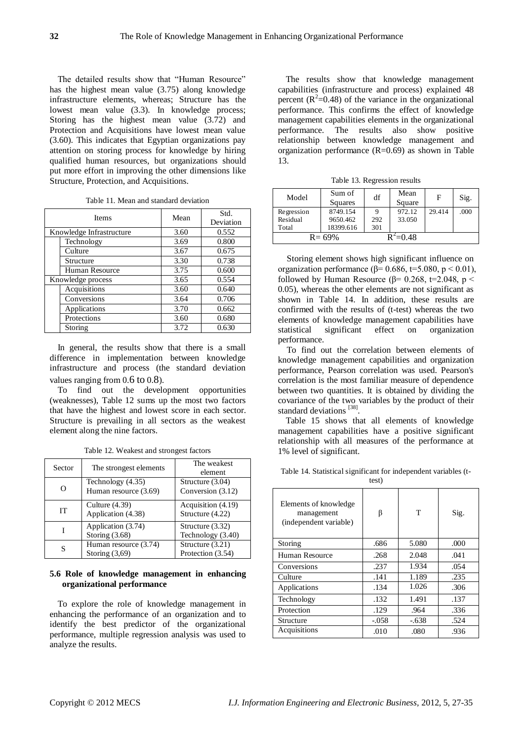The detailed results show that "Human Resource" has the highest mean value (3.75) along knowledge infrastructure elements, whereas; Structure has the lowest mean value (3.3). In knowledge process; Storing has the highest mean value (3.72) and Protection and Acquisitions have lowest mean value (3.60). This indicates that Egyptian organizations pay attention on storing process for knowledge by hiring qualified human resources, but organizations should put more effort in improving the other dimensions like Structure, Protection, and Acquisitions.

Table 11. Mean and standard deviation

| Items | | Mean | Std. Deviation |
|---|---|---|---|
| Knowledge Infrastructure | | 3.60 | 0.552 |
| | Technology | 3.69 | 0.800 |
| | Culture | 3.67 | 0.675 |
| | Structure | 3.30 | 0.738 |
| | Human Resource | 3.75 | 0.600 |
| Knowledge process | | 3.65 | 0.554 |
| | Acquisitions | 3.60 | 0.640 |
| | Conversions | 3.64 | 0.706 |
| | Applications | 3.70 | 0.662 |
| | Protections | 3.60 | 0.680 |
| | Storing | 3.72 | 0.630 |

In general, the results show that there is a small difference in implementation between knowledge infrastructure and process (the standard deviation values ranging from 0.6 to 0.8).

To find out the development opportunities (weaknesses), Table 12 sums up the most two factors that have the highest and lowest score in each sector. Structure is prevailing in all sectors as the weakest element along the nine factors.

Table 12. Weakest and strongest factors

| Sector | The strongest elements | The weakest element |
|---|---|---|
| O | Technology (4.35)<br>Human resource (3.69) | Structure (3.04)<br>Conversion (3.12) |
| IT | Culture (4.39)<br>Application (4.38) | Acquisition (4.19)<br>Structure (4.22) |
| I | Application (3.74)<br>Storing (3.68) | Structure (3.32)<br>Technology (3.40) |
| S | Human resource (3.74)<br>Storing (3,69) | Structure (3.21)<br>Protection (3.54) |

### 5.6 Role of knowledge management in enhancing organizational performance

To explore the role of knowledge management in enhancing the performance of an organization and to identify the best predictor of the organizational performance, multiple regression analysis was used to analyze the results.

The results show that knowledge management capabilities (infrastructure and process) explained 48 percent ($R^2$=0.48) of the variance in the organizational performance. This confirms the effect of knowledge management capabilities elements in the organizational performance. The results also show positive relationship between knowledge management and organization performance (R=0.69) as shown in Table 13.

Table 13. Regression results

| Model | Sum of Squares | df | Mean Square | F | Sig. |
|---|---|---|---|---|---|
| Regression<br>Residual<br>Total | 8749.154<br>9650.462<br>18399.616 | 9<br>292<br>301 | 972.12<br>33.050 | 29.414 | .000 |
| R= 69% | | | $R^2$=0.48 | | |

Storing element shows high significant influence on organization performance (β= 0.686, t=5.080, $p < 0.01$), followed by Human Resource (β= 0.268, t=2.048, $p < 0.05$), whereas the other elements are not significant as shown in Table 14. In addition, these results are confirmed with the results of (t-test) whereas the two elements of knowledge management capabilities have statistical significant effect on organization performance.

To find out the correlation between elements of knowledge management capabilities and organization performance, Pearson correlation was used. Pearson's correlation is the most familiar measure of dependence between two quantities. It is obtained by dividing the covariance of the two variables by the product of their standard deviations [38].

Table 15 shows that all elements of knowledge management capabilities have a positive significant relationship with all measures of the performance at 1% level of significant.

Table 14. Statistical significant for independent variables (t-test)

| Elements of knowledge management (independent variable) | β | T | Sig. |
|---|---|---|---|
| Storing | .686 | 5.080 | .000 |
| Human Resource | .268 | 2.048 | .041 |
| Conversions | .237 | 1.934 | .054 |
| Culture | .141 | 1.189 | .235 |
| Applications | .134 | 1.026 | .306 |
| Technology | .132 | 1.491 | .137 |
| Protection | .129 | .964 | .336 |
| Structure | -.058 | -.638 | .524 |
| Acquisitions | .010 | .080 | .936 |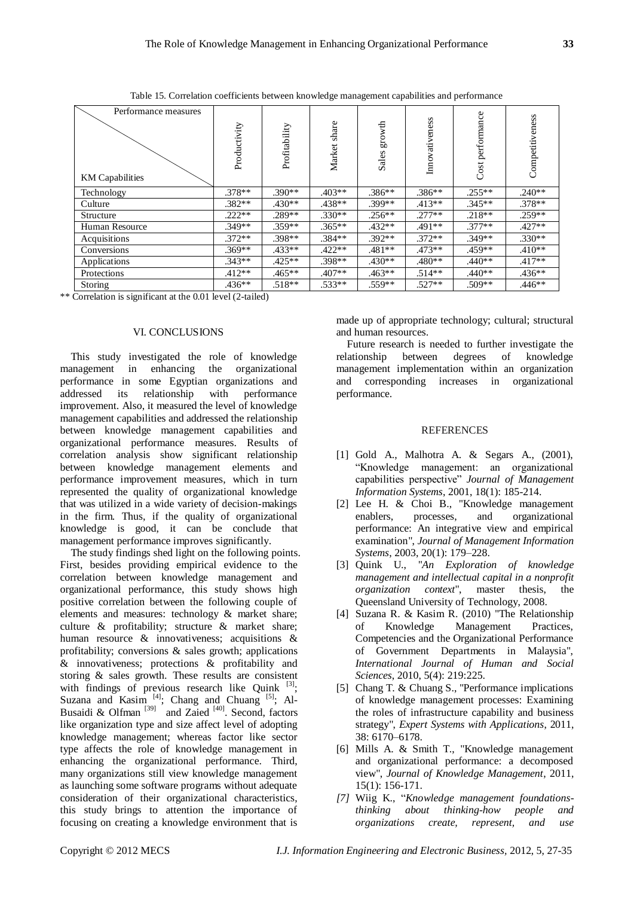Table 15. Correlation coefficients between knowledge management capabilities and performance

| KM Capabilities \ Performance measures | Productivity | Profitability | Market share | Sales growth | Innovativeness | Cost performance | Competitiveness |
|---|---|---|---|---|---|---|---|
| Technology | .378** | .390** | .403** | .386** | .386** | .255** | .240** |
| Culture | .382** | .430** | .438** | .399** | .413** | .345** | .378** |
| Structure | .222** | .289** | .330** | .256** | .277** | .218** | .259** |
| Human Resource | .349** | .359** | .365** | .432** | .491** | .377** | .427** |
| Acquisitions | .372** | .398** | .384** | .392** | .372** | .349** | .330** |
| Conversions | .369** | .433** | .422** | .481** | .473** | .459** | .410** |
| Applications | .343** | .425** | .398** | .430** | .480** | .440** | .417** |
| Protections | .412** | .465** | .407** | .463** | .514** | .440** | .436** |
| Storing | .436** | .518** | .533** | .559** | .527** | .509** | .446** |

** Correlation is significant at the 0.01 level (2-tailed)

## VI. CONCLUSIONS

This study investigated the role of knowledge management in enhancing the organizational performance in some Egyptian organizations and addressed its relationship with performance improvement. Also, it measured the level of knowledge management capabilities and addressed the relationship between knowledge management capabilities and organizational performance measures. Results of correlation analysis show significant relationship between knowledge management elements and performance improvement measures, which in turn represented the quality of organizational knowledge that was utilized in a wide variety of decision-makings in the firm. Thus, if the quality of organizational knowledge is good, it can be conclude that management performance improves significantly.

The study findings shed light on the following points. First, besides providing empirical evidence to the correlation between knowledge management and organizational performance, this study shows high positive correlation between the following couple of elements and measures: technology & market share; culture & profitability; structure & market share; human resource & innovativeness; acquisitions & profitability; conversions & sales growth; applications & innovativeness; protections & profitability and storing & sales growth. These results are consistent with findings of previous research like Quink [3]; Suzana and Kasim [4]; Chang and Chuang [5]; Al-Busaidi & Olfman [39] and Zaied [40]. Second, factors like organization type and size affect level of adopting knowledge management; whereas factor like sector type affects the role of knowledge management in enhancing the organizational performance. Third, many organizations still view knowledge management as launching some software programs without adequate consideration of their organizational characteristics, this study brings to attention the importance of focusing on creating a knowledge environment that is made up of appropriate technology; cultural; structural and human resources.

Future research is needed to further investigate the relationship between degrees of knowledge management implementation within an organization and corresponding increases in organizational performance.

## REFERENCES

[1] Gold A., Malhotra A. & Segars A., (2001), "Knowledge management: an organizational capabilities perspective" *Journal of Management Information Systems*, 2001, 18(1): 185-214.

[2] Lee H. & Choi B., "Knowledge management enablers, processes, and organizational performance: An integrative view and empirical examination", *Journal of Management Information Systems*, 2003, 20(1): 179–228.

[3] Quink U., "*An Exploration of knowledge management and intellectual capital in a nonprofit organization context*", master thesis, the Queensland University of Technology, 2008.

[4] Suzana R. & Kasim R. (2010) "The Relationship of Knowledge Management Practices, Competencies and the Organizational Performance of Government Departments in Malaysia", *International Journal of Human and Social Sciences*, 2010, 5(4): 219:225.

[5] Chang T. & Chuang S., "Performance implications of knowledge management processes: Examining the roles of infrastructure capability and business strategy", *Expert Systems with Applications*, 2011, 38: 6170–6178.

[6] Mills A. & Smith T., "Knowledge management and organizational performance: a decomposed view", *Journal of Knowledge Management*, 2011, 15(1): 156-171.

*[7]* Wiig K., "*Knowledge management foundations-thinking about thinking-how people and organizations create, represent, and use*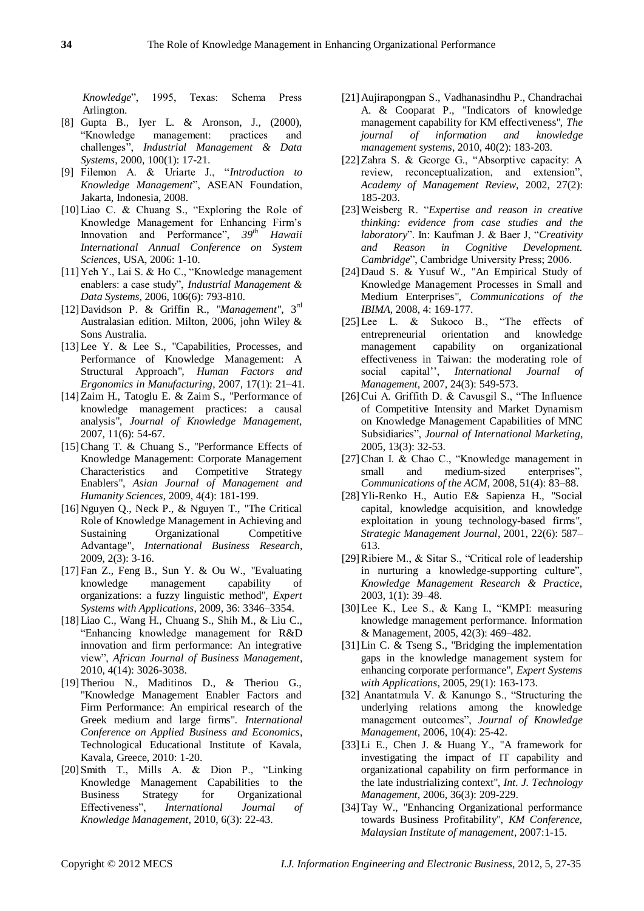*Knowledge*", 1995, Texas: Schema Press Arlington.

[8] Gupta B., Iyer L. & Aronson, J., (2000), "Knowledge management: practices and challenges", *Industrial Management & Data Systems*, 2000, 100(1): 17-21.

[9] Filemon A. & Uriarte J., "*Introduction to Knowledge Management*", ASEAN Foundation, Jakarta, Indonesia, 2008.

[10] Liao C. & Chuang S., "Exploring the Role of Knowledge Management for Enhancing Firm's Innovation and Performance", *39th Hawaii International Annual Conference on System Sciences*, USA, 2006: 1-10.

[11] Yeh Y., Lai S. & Ho C., "Knowledge management enablers: a case study", *Industrial Management & Data Systems*, 2006, 106(6): 793-810.

[12] Davidson P. & Griffin R., "*Management*", 3rd Australasian edition. Milton, 2006, john Wiley & Sons Australia.

[13] Lee Y. & Lee S., "Capabilities, Processes, and Performance of Knowledge Management: A Structural Approach", *Human Factors and Ergonomics in Manufacturing*, 2007, 17(1): 21–41.

[14] Zaim H., Tatoglu E. & Zaim S., "Performance of knowledge management practices: a causal analysis", *Journal of Knowledge Management*, 2007, 11(6): 54-67.

[15] Chang T. & Chuang S., "Performance Effects of Knowledge Management: Corporate Management Characteristics and Competitive Strategy Enablers", *Asian Journal of Management and Humanity Sciences*, 2009, 4(4): 181-199.

[16] Nguyen Q., Neck P., & Nguyen T., "The Critical Role of Knowledge Management in Achieving and Sustaining Organizational Competitive Advantage", *International Business Research*, 2009, 2(3): 3-16.

[17] Fan Z., Feng B., Sun Y. & Ou W., "Evaluating knowledge management capability of organizations: a fuzzy linguistic method", *Expert Systems with Applications*, 2009, 36: 3346–3354.

[18] Liao C., Wang H., Chuang S., Shih M., & Liu C., "Enhancing knowledge management for R&D innovation and firm performance: An integrative view", *African Journal of Business Management*, 2010, 4(14): 3026-3038.

[19] Theriou N., Maditinos D., & Theriou G., "Knowledge Management Enabler Factors and Firm Performance: An empirical research of the Greek medium and large firms". *International Conference on Applied Business and Economics*, Technological Educational Institute of Kavala, Kavala, Greece, 2010: 1-20.

[20] Smith T., Mills A. & Dion P., "Linking Knowledge Management Capabilities to the Business Strategy for Organizational Effectiveness", *International Journal of Knowledge Management*, 2010, 6(3): 22-43.

[21] Aujirapongpan S., Vadhanasindhu P., Chandrachai A. & Cooparat P., "Indicators of knowledge management capability for KM effectiveness", *The journal of information and knowledge management systems*, 2010, 40(2): 183-203.

[22] Zahra S. & George G., "Absorptive capacity: A review, reconceptualization, and extension", *Academy of Management Review*, 2002, 27(2): 185-203.

[23] Weisberg R. "*Expertise and reason in creative thinking: evidence from case studies and the laboratory*". In: Kaufman J. & Baer J, "*Creativity and Reason in Cognitive Development. Cambridge*", Cambridge University Press; 2006.

[24] Daud S. & Yusuf W., "An Empirical Study of Knowledge Management Processes in Small and Medium Enterprises", *Communications of the IBIMA*, 2008, 4: 169-177.

[25] Lee L. & Sukoco B., "The effects of entrepreneurial orientation and knowledge management capability on organizational effectiveness in Taiwan: the moderating role of social capital'', *International Journal of Management*, 2007, 24(3): 549-573.

[26] Cui A. Griffith D. & Cavusgil S., "The Influence of Competitive Intensity and Market Dynamism on Knowledge Management Capabilities of MNC Subsidiaries", *Journal of International Marketing*, 2005, 13(3): 32-53.

[27] Chan I. & Chao C., "Knowledge management in small and medium-sized enterprises", *Communications of the ACM*, 2008, 51(4): 83–88.

[28] Yli-Renko H., Autio E& Sapienza H., "Social capital, knowledge acquisition, and knowledge exploitation in young technology-based firms", *Strategic Management Journal*, 2001, 22(6): 587–613.

[29] Ribiere M., & Sitar S., "Critical role of leadership in nurturing a knowledge-supporting culture", *Knowledge Management Research & Practice*, 2003, 1(1): 39–48.

[30] Lee K., Lee S., & Kang I., "KMPI: measuring knowledge management performance. Information & Management, 2005, 42(3): 469–482.

[31] Lin C. & Tseng S., "Bridging the implementation gaps in the knowledge management system for enhancing corporate performance", *Expert Systems with Applications*, 2005, 29(1): 163-173.

[32] Anantatmula V. & Kanungo S., "Structuring the underlying relations among the knowledge management outcomes", *Journal of Knowledge Management*, 2006, 10(4): 25-42.

[33] Li E., Chen J. & Huang Y., "A framework for investigating the impact of IT capability and organizational capability on firm performance in the late industrializing context", *Int. J. Technology Management*, 2006, 36(3): 209-229.

[34] Tay W., "Enhancing Organizational performance towards Business Profitability", *KM Conference, Malaysian Institute of management*, 2007:1-15.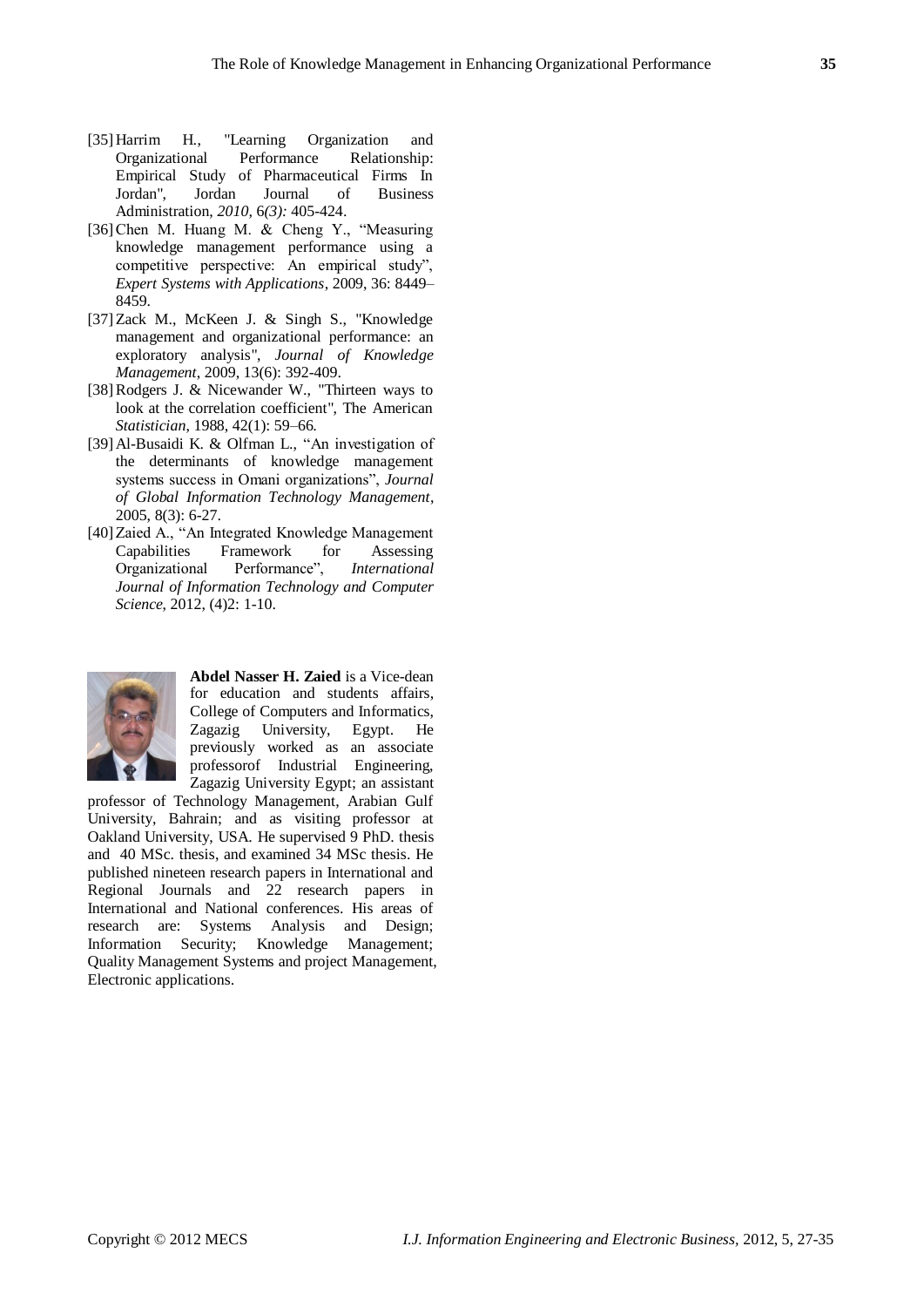[35] Harrim H., "Learning Organization and Organizational Performance Relationship: Empirical Study of Pharmaceutical Firms In Jordan", Jordan Journal of Business Administration, *2010,* 6*(3):* 405-424.

[36] Chen M. Huang M. & Cheng Y., "Measuring knowledge management performance using a competitive perspective: An empirical study", *Expert Systems with Applications*, 2009, 36: 8449–8459.

[37] Zack M., McKeen J. & Singh S., "Knowledge management and organizational performance: an exploratory analysis", *Journal of Knowledge Management*, 2009, 13(6): 392-409.

[38] Rodgers J. & Nicewander W., "Thirteen ways to look at the correlation coefficient", The American *Statistician*, 1988, 42(1): 59–66.

[39] Al-Busaidi K. & Olfman L., "An investigation of the determinants of knowledge management systems success in Omani organizations", *Journal of Global Information Technology Management*, 2005, 8(3): 6-27.

[40] Zaied A., "An Integrated Knowledge Management Capabilities Framework for Assessing Organizational Performance", *International Journal of Information Technology and Computer Science*, 2012, (4)2: 1-10.

**Abdel Nasser H. Zaied** is a Vice-dean for education and students affairs, College of Computers and Informatics, Zagazig University, Egypt. He previously worked as an associate professorof Industrial Engineering, Zagazig University Egypt; an assistant professor of Technology Management, Arabian Gulf University, Bahrain; and as visiting professor at Oakland University, USA. He supervised 9 PhD. thesis and 40 MSc. thesis, and examined 34 MSc thesis. He published nineteen research papers in International and Regional Journals and 22 research papers in International and National conferences. His areas of research are: Systems Analysis and Design; Information Security; Knowledge Management; Quality Management Systems and project Management, Electronic applications.